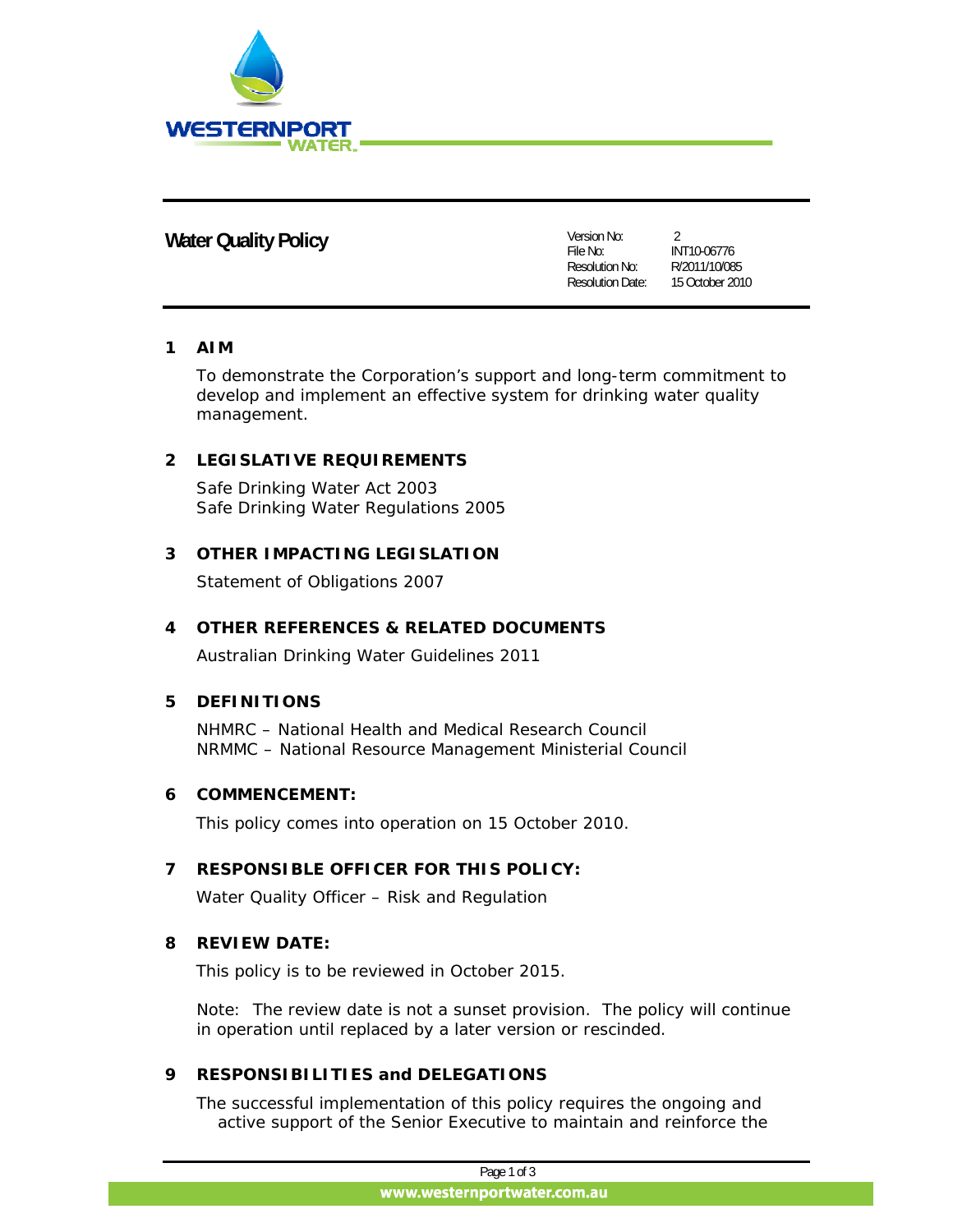WESTERNPORT WATER

# Water Quality Policy

| | |
|---|---|
| Version No: | 2 |
| File No: | INT10-06776 |
| Resolution No: | R/2011/10/085 |
| Resolution Date: | 15 October 2010 |

## 1 AIM

To demonstrate the Corporation's support and long-term commitment to develop and implement an effective system for drinking water quality management.

## 2 LEGISLATIVE REQUIREMENTS

Safe Drinking Water Act 2003
Safe Drinking Water Regulations 2005

## 3 OTHER IMPACTING LEGISLATION

Statement of Obligations 2007

## 4 OTHER REFERENCES & RELATED DOCUMENTS

Australian Drinking Water Guidelines 2011

## 5 DEFINITIONS

NHMRC – National Health and Medical Research Council
NRMMC – National Resource Management Ministerial Council

## 6 COMMENCEMENT:

This policy comes into operation on 15 October 2010.

## 7 RESPONSIBLE OFFICER FOR THIS POLICY:

Water Quality Officer – Risk and Regulation

## 8 REVIEW DATE:

This policy is to be reviewed in October 2015.

Note: The review date is not a sunset provision. The policy will continue in operation until replaced by a later version or rescinded.

## 9 RESPONSIBILITIES and DELEGATIONS

The successful implementation of this policy requires the ongoing and active support of the Senior Executive to maintain and reinforce the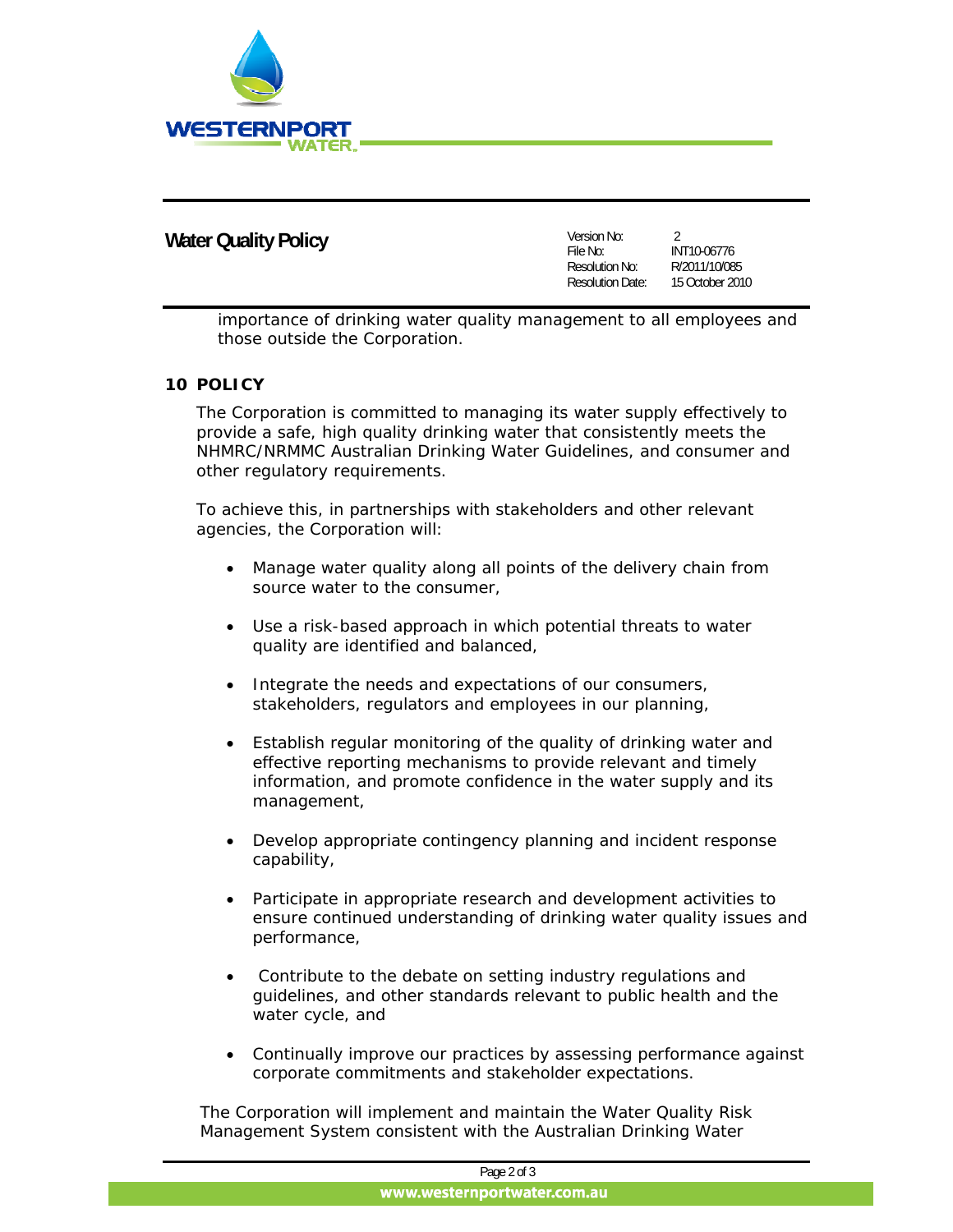importance of drinking water quality management to all employees and those outside the Corporation.

## 10 POLICY

The Corporation is committed to managing its water supply effectively to provide a safe, high quality drinking water that consistently meets the NHMRC/NRMMC Australian Drinking Water Guidelines, and consumer and other regulatory requirements.

To achieve this, in partnerships with stakeholders and other relevant agencies, the Corporation will:

- Manage water quality along all points of the delivery chain from source water to the consumer,
- Use a risk-based approach in which potential threats to water quality are identified and balanced,
- Integrate the needs and expectations of our consumers, stakeholders, regulators and employees in our planning,
- Establish regular monitoring of the quality of drinking water and effective reporting mechanisms to provide relevant and timely information, and promote confidence in the water supply and its management,
- Develop appropriate contingency planning and incident response capability,
- Participate in appropriate research and development activities to ensure continued understanding of drinking water quality issues and performance,
- Contribute to the debate on setting industry regulations and guidelines, and other standards relevant to public health and the water cycle, and
- Continually improve our practices by assessing performance against corporate commitments and stakeholder expectations.

The Corporation will implement and maintain the Water Quality Risk Management System consistent with the Australian Drinking Water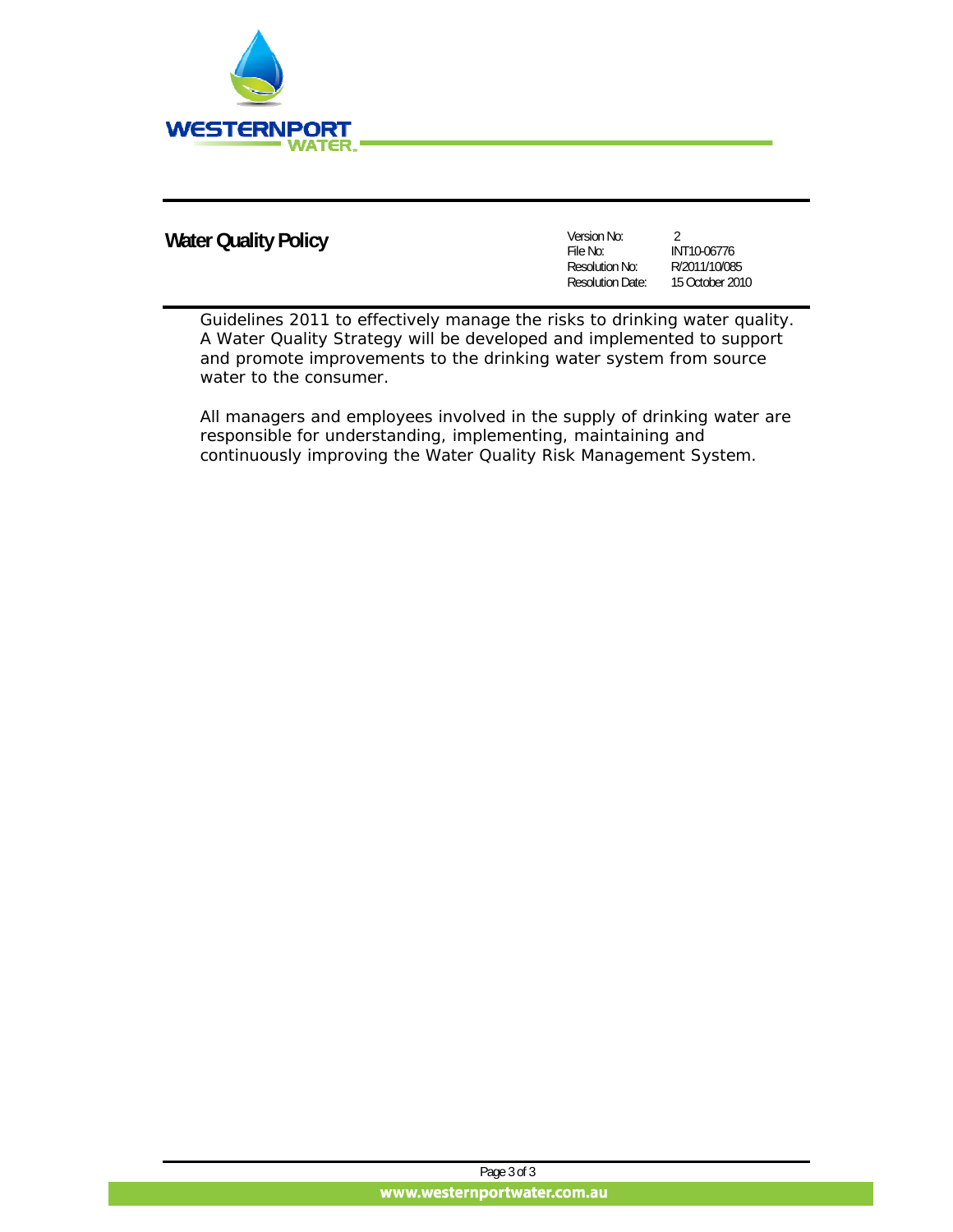Guidelines 2011 to effectively manage the risks to drinking water quality. A Water Quality Strategy will be developed and implemented to support and promote improvements to the drinking water system from source water to the consumer.

All managers and employees involved in the supply of drinking water are responsible for understanding, implementing, maintaining and continuously improving the Water Quality Risk Management System.